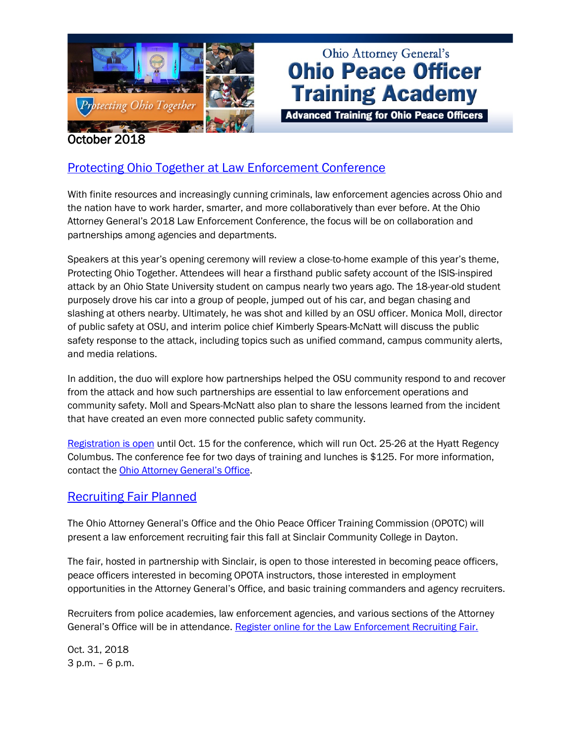Ohio Attorney General's

# Ohio Peace Officer Training Academy

**Advanced Training for Ohio Peace Officers**

Protecting Ohio Together

October 2018

## Protecting Ohio Together at Law Enforcement Conference

With finite resources and increasingly cunning criminals, law enforcement agencies across Ohio and the nation have to work harder, smarter, and more collaboratively than ever before. At the Ohio Attorney General's 2018 Law Enforcement Conference, the focus will be on collaboration and partnerships among agencies and departments.

Speakers at this year's opening ceremony will review a close-to-home example of this year's theme, Protecting Ohio Together. Attendees will hear a firsthand public safety account of the ISIS-inspired attack by an Ohio State University student on campus nearly two years ago. The 18-year-old student purposely drove his car into a group of people, jumped out of his car, and began chasing and slashing at others nearby. Ultimately, he was shot and killed by an OSU officer. Monica Moll, director of public safety at OSU, and interim police chief Kimberly Spears-McNatt will discuss the public safety response to the attack, including topics such as unified command, campus community alerts, and media relations.

In addition, the duo will explore how partnerships helped the OSU community respond to and recover from the attack and how such partnerships are essential to law enforcement operations and community safety. Moll and Spears-McNatt also plan to share the lessons learned from the incident that have created an even more connected public safety community.

Registration is open until Oct. 15 for the conference, which will run Oct. 25-26 at the Hyatt Regency Columbus. The conference fee for two days of training and lunches is $125. For more information, contact the Ohio Attorney General's Office.

## Recruiting Fair Planned

The Ohio Attorney General's Office and the Ohio Peace Officer Training Commission (OPOTC) will present a law enforcement recruiting fair this fall at Sinclair Community College in Dayton.

The fair, hosted in partnership with Sinclair, is open to those interested in becoming peace officers, peace officers interested in becoming OPOTA instructors, those interested in employment opportunities in the Attorney General's Office, and basic training commanders and agency recruiters.

Recruiters from police academies, law enforcement agencies, and various sections of the Attorney General's Office will be in attendance. Register online for the Law Enforcement Recruiting Fair.

Oct. 31, 2018
3 p.m. – 6 p.m.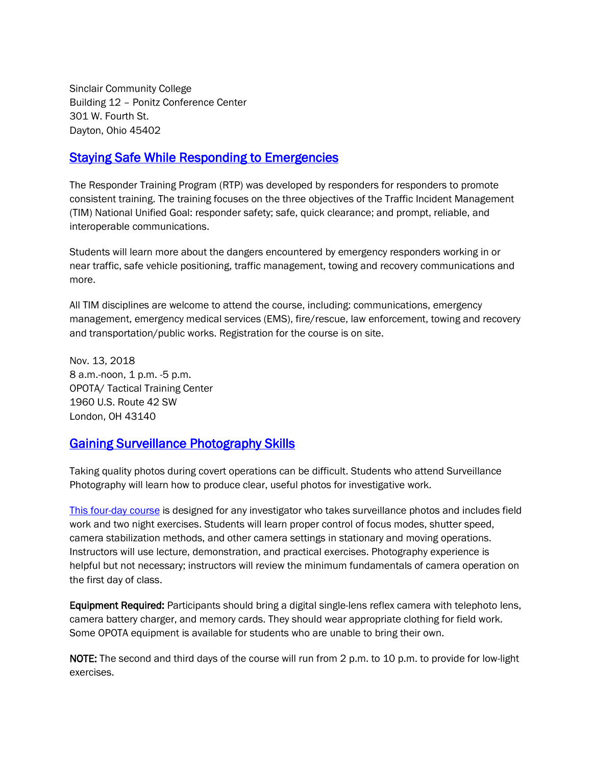Sinclair Community College
Building 12 – Ponitz Conference Center
301 W. Fourth St.
Dayton, Ohio 45402

## Staying Safe While Responding to Emergencies

The Responder Training Program (RTP) was developed by responders for responders to promote consistent training. The training focuses on the three objectives of the Traffic Incident Management (TIM) National Unified Goal: responder safety; safe, quick clearance; and prompt, reliable, and interoperable communications.

Students will learn more about the dangers encountered by emergency responders working in or near traffic, safe vehicle positioning, traffic management, towing and recovery communications and more.

All TIM disciplines are welcome to attend the course, including: communications, emergency management, emergency medical services (EMS), fire/rescue, law enforcement, towing and recovery and transportation/public works. Registration for the course is on site.

Nov. 13, 2018
8 a.m.-noon, 1 p.m. -5 p.m.
OPOTA/ Tactical Training Center
1960 U.S. Route 42 SW
London, OH 43140

## Gaining Surveillance Photography Skills

Taking quality photos during covert operations can be difficult. Students who attend Surveillance Photography will learn how to produce clear, useful photos for investigative work.

This four-day course is designed for any investigator who takes surveillance photos and includes field work and two night exercises. Students will learn proper control of focus modes, shutter speed, camera stabilization methods, and other camera settings in stationary and moving operations. Instructors will use lecture, demonstration, and practical exercises. Photography experience is helpful but not necessary; instructors will review the minimum fundamentals of camera operation on the first day of class.

**Equipment Required:** Participants should bring a digital single-lens reflex camera with telephoto lens, camera battery charger, and memory cards. They should wear appropriate clothing for field work. Some OPOTA equipment is available for students who are unable to bring their own.

**NOTE:** The second and third days of the course will run from 2 p.m. to 10 p.m. to provide for low-light exercises.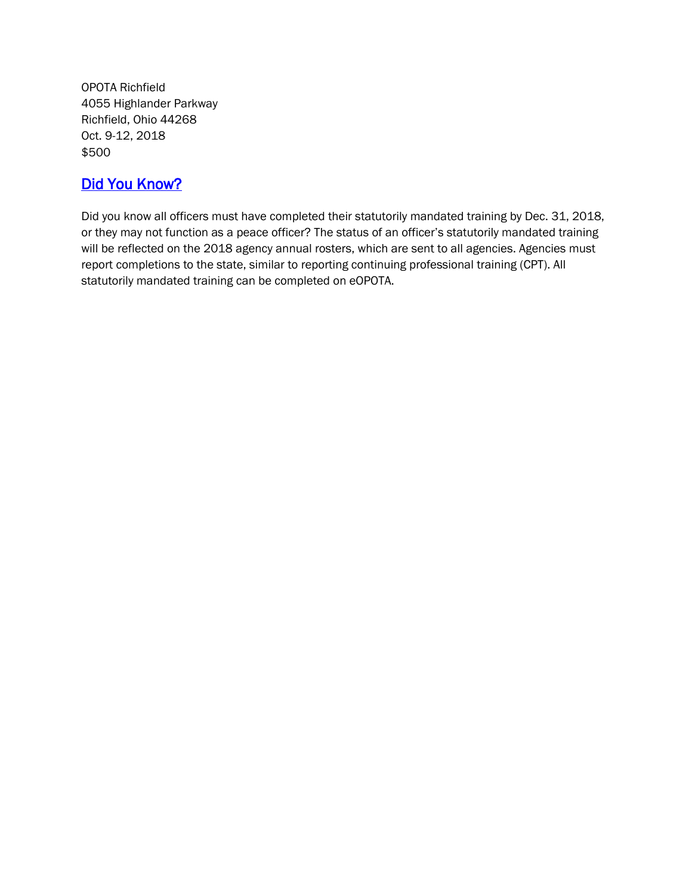OPOTA Richfield
4055 Highlander Parkway
Richfield, Ohio 44268
Oct. 9-12, 2018
$500

## Did You Know?

Did you know all officers must have completed their statutorily mandated training by Dec. 31, 2018, or they may not function as a peace officer? The status of an officer's statutorily mandated training will be reflected on the 2018 agency annual rosters, which are sent to all agencies. Agencies must report completions to the state, similar to reporting continuing professional training (CPT). All statutorily mandated training can be completed on eOPOTA.